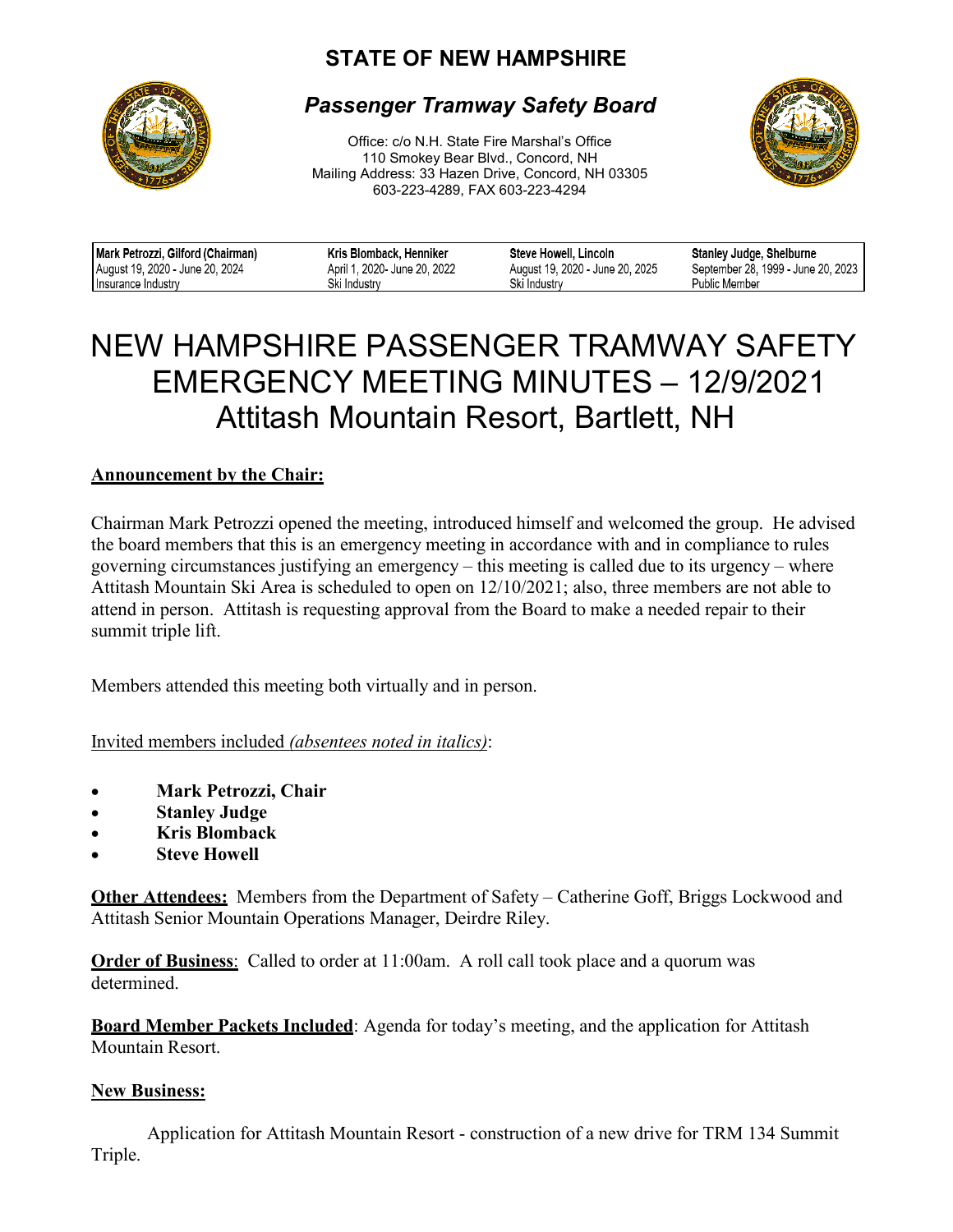# STATE OF NEW HAMPSHIRE

## *Passenger Tramway Safety Board*

Office: c/o N.H. State Fire Marshal's Office
110 Smokey Bear Blvd., Concord, NH
Mailing Address: 33 Hazen Drive, Concord, NH 03305
603-223-4289, FAX 603-223-4294

| Mark Petrozzi, Gilford (Chairman) | Kris Blomback, Henniker | Steve Howell, Lincoln | Stanley Judge, Shelburne |
|---|---|---|---|
| August 19, 2020 - June 20, 2024 | April 1, 2020- June 20, 2022 | August 19, 2020 - June 20, 2025 | September 28, 1999 - June 20, 2023 |
| Insurance Industry | Ski Industry | Ski Industry | Public Member |

# NEW HAMPSHIRE PASSENGER TRAMWAY SAFETY EMERGENCY MEETING MINUTES – 12/9/2021 Attitash Mountain Resort, Bartlett, NH

**Announcement by the Chair:**

Chairman Mark Petrozzi opened the meeting, introduced himself and welcomed the group. He advised the board members that this is an emergency meeting in accordance with and in compliance to rules governing circumstances justifying an emergency – this meeting is called due to its urgency – where Attitash Mountain Ski Area is scheduled to open on 12/10/2021; also, three members are not able to attend in person. Attitash is requesting approval from the Board to make a needed repair to their summit triple lift.

Members attended this meeting both virtually and in person.

Invited members included *(absentees noted in italics)*:

- **Mark Petrozzi, Chair**
- **Stanley Judge**
- **Kris Blomback**
- **Steve Howell**

**Other Attendees:** Members from the Department of Safety – Catherine Goff, Briggs Lockwood and Attitash Senior Mountain Operations Manager, Deirdre Riley.

**Order of Business**: Called to order at 11:00am. A roll call took place and a quorum was determined.

**Board Member Packets Included**: Agenda for today's meeting, and the application for Attitash Mountain Resort.

**New Business:**

Application for Attitash Mountain Resort - construction of a new drive for TRM 134 Summit Triple.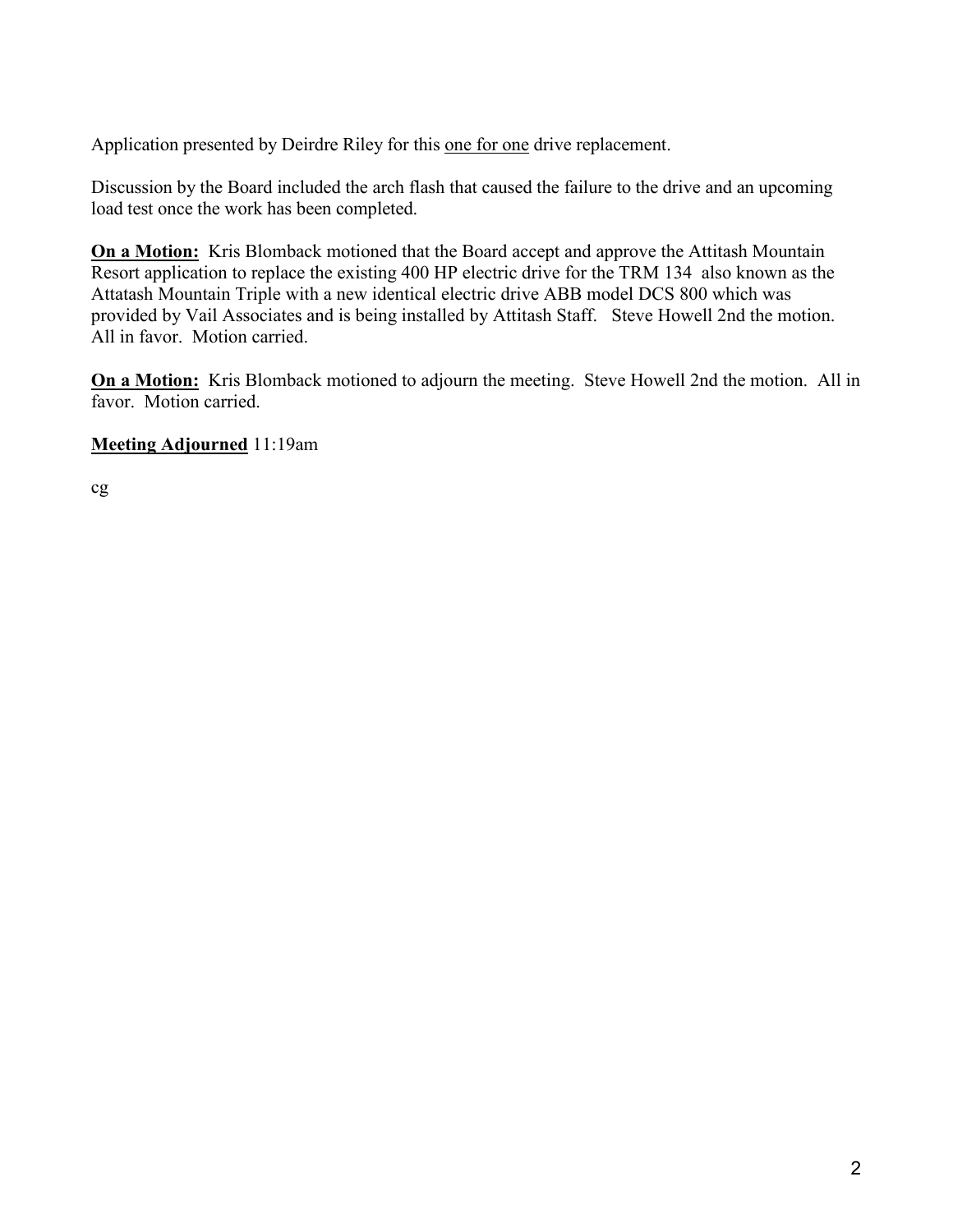Application presented by Deirdre Riley for this <u>one for one</u> drive replacement.

Discussion by the Board included the arch flash that caused the failure to the drive and an upcoming load test once the work has been completed.

**<u>On a Motion:</u>** Kris Blomback motioned that the Board accept and approve the Attitash Mountain Resort application to replace the existing 400 HP electric drive for the TRM 134 also known as the Attatash Mountain Triple with a new identical electric drive ABB model DCS 800 which was provided by Vail Associates and is being installed by Attitash Staff. Steve Howell 2nd the motion. All in favor. Motion carried.

**<u>On a Motion:</u>** Kris Blomback motioned to adjourn the meeting. Steve Howell 2nd the motion. All in favor. Motion carried.

**<u>Meeting Adjourned</u>** 11:19am

cg